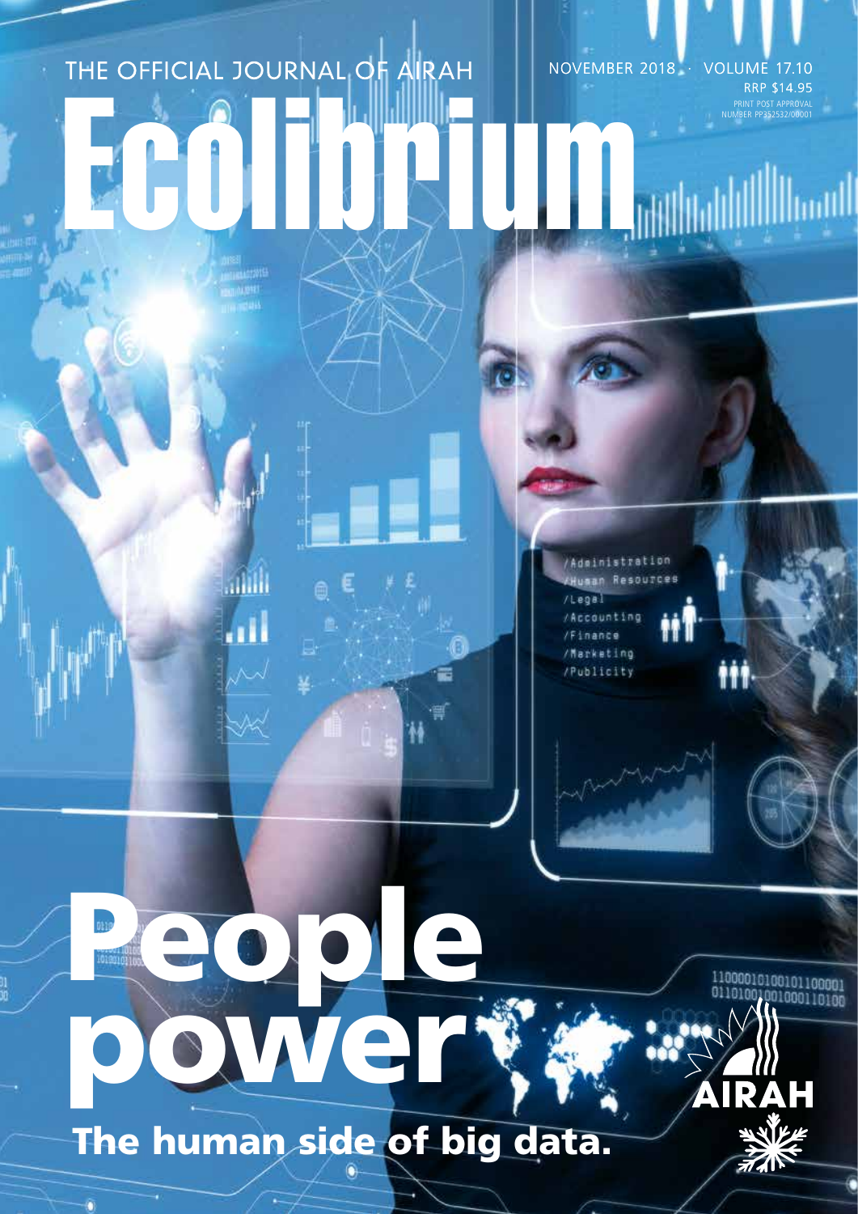THE OFFICIAL JOURNAL OF AIRAH

NOVEMBER 2018 · VOLUME 17.10

RRP $14.95

PRINT POST APPROVAL NUMBER PP352532/00001

# Ecolibrium

# People power

## The human side of big data.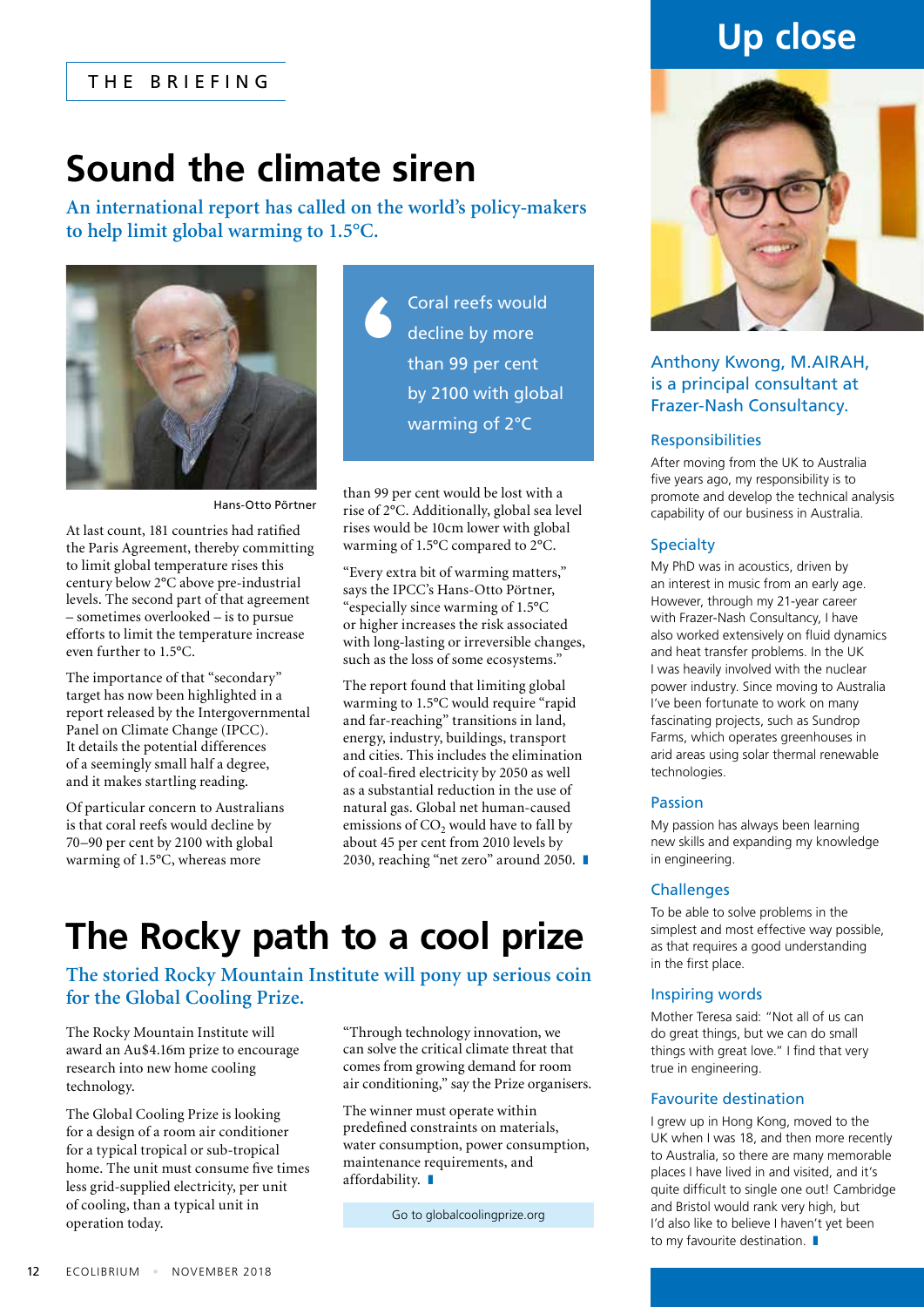THE BRIEFING

# Sound the climate siren

**An international report has called on the world's policy-makers to help limit global warming to 1.5°C.**

Hans-Otto Pörtner

> Coral reefs would decline by more than 99 per cent by 2100 with global warming of 2°C

At last count, 181 countries had ratified the Paris Agreement, thereby committing to limit global temperature rises this century below 2°C above pre-industrial levels. The second part of that agreement – sometimes overlooked – is to pursue efforts to limit the temperature increase even further to 1.5°C.

The importance of that "secondary" target has now been highlighted in a report released by the Intergovernmental Panel on Climate Change (IPCC). It details the potential differences of a seemingly small half a degree, and it makes startling reading.

Of particular concern to Australians is that coral reefs would decline by 70–90 per cent by 2100 with global warming of 1.5°C, whereas more than 99 per cent would be lost with a rise of 2°C. Additionally, global sea level rises would be 10cm lower with global warming of 1.5°C compared to 2°C.

"Every extra bit of warming matters," says the IPCC's Hans-Otto Pörtner, "especially since warming of 1.5°C or higher increases the risk associated with long-lasting or irreversible changes, such as the loss of some ecosystems."

The report found that limiting global warming to 1.5°C would require "rapid and far-reaching" transitions in land, energy, industry, buildings, transport and cities. This includes the elimination of coal-fired electricity by 2050 as well as a substantial reduction in the use of natural gas. Global net human-caused emissions of $CO_2$ would have to fall by about 45 per cent from 2010 levels by 2030, reaching "net zero" around 2050.

# The Rocky path to a cool prize

**The storied Rocky Mountain Institute will pony up serious coin for the Global Cooling Prize.**

The Rocky Mountain Institute will award an Au$4.16m prize to encourage research into new home cooling technology.

The Global Cooling Prize is looking for a design of a room air conditioner for a typical tropical or sub-tropical home. The unit must consume five times less grid-supplied electricity, per unit of cooling, than a typical unit in operation today.

"Through technology innovation, we can solve the critical climate threat that comes from growing demand for room air conditioning," say the Prize organisers.

The winner must operate within predefined constraints on materials, water consumption, power consumption, maintenance requirements, and affordability.

Go to globalcoolingprize.org

# Up close

## Anthony Kwong, M.AIRAH, is a principal consultant at Frazer-Nash Consultancy.

### Responsibilities

After moving from the UK to Australia five years ago, my responsibility is to promote and develop the technical analysis capability of our business in Australia.

### Specialty

My PhD was in acoustics, driven by an interest in music from an early age. However, through my 21-year career with Frazer-Nash Consultancy, I have also worked extensively on fluid dynamics and heat transfer problems. In the UK I was heavily involved with the nuclear power industry. Since moving to Australia I've been fortunate to work on many fascinating projects, such as Sundrop Farms, which operates greenhouses in arid areas using solar thermal renewable technologies.

### Passion

My passion has always been learning new skills and expanding my knowledge in engineering.

### Challenges

To be able to solve problems in the simplest and most effective way possible, as that requires a good understanding in the first place.

### Inspiring words

Mother Teresa said: "Not all of us can do great things, but we can do small things with great love." I find that very true in engineering.

### Favourite destination

I grew up in Hong Kong, moved to the UK when I was 18, and then more recently to Australia, so there are many memorable places I have lived in and visited, and it's quite difficult to single one out! Cambridge and Bristol would rank very high, but I'd also like to believe I haven't yet been to my favourite destination.